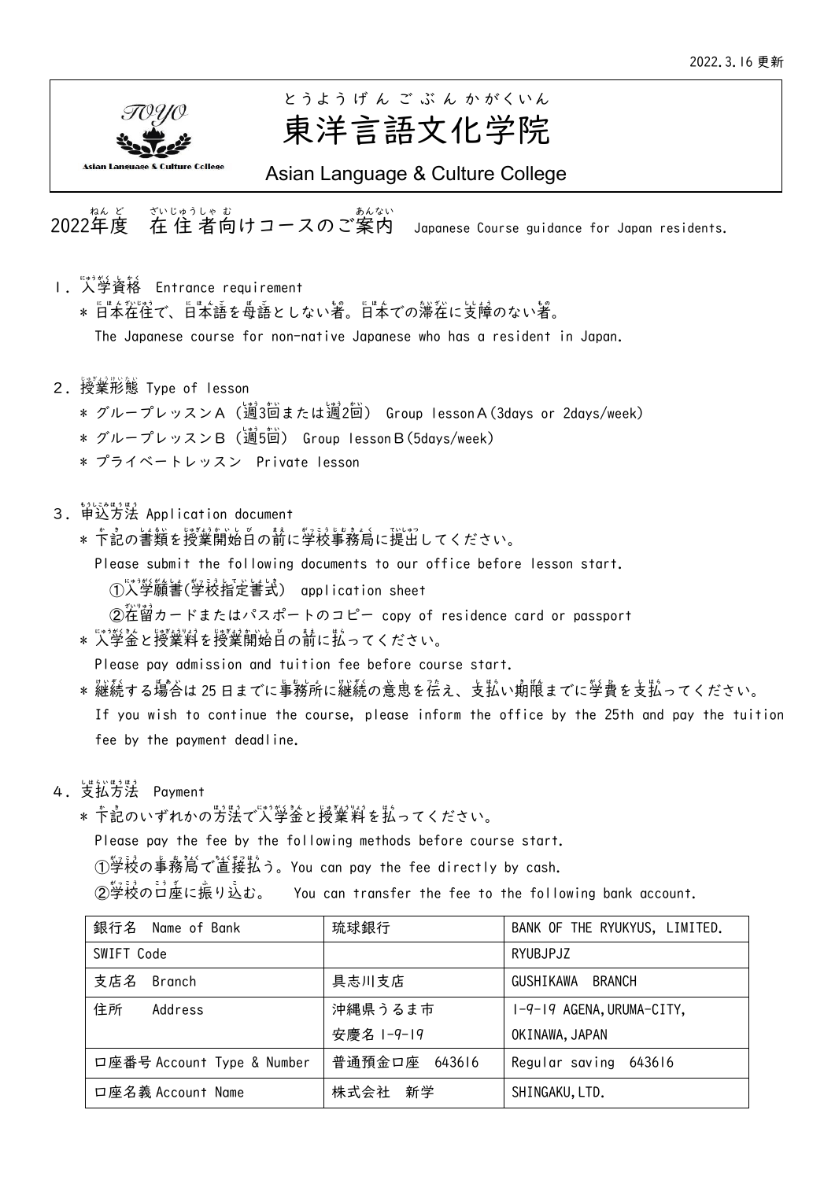2022.3.16 更新

# 東洋言語文化学院

Asian Language & Culture College

## 2022年度　在住者向けコースのご案内　Japanese Course guidance for Japan residents.

1．入学資格　Entrance requirement

- \* 日本在住で、日本語を母語としない者。日本での滞在に支障のない者。
  The Japanese course for non-native Japanese who has a resident in Japan.

2．授業形態 Type of lesson

- \* グループレッスンＡ（週3回または週2回） Group lessonＡ(3days or 2days/week)
- \* グループレッスンＢ（週5回） Group lessonＢ(5days/week)
- \* プライベートレッスン　Private lesson

3．申込方法 Application document

- \* 下記の書類を授業開始日の前に学校事務局に提出してください。
  Please submit the following documents to our office before lesson start.
  ①入学願書(学校指定書式)　application sheet
  ②在留カードまたはパスポートのコピー copy of residence card or passport
- \* 入学金と授業料を授業開始日の前に払ってください。
  Please pay admission and tuition fee before course start.
- \* 継続する場合は 25 日までに事務所に継続の意思を伝え、支払い期限までに学費を支払ってください。
  If you wish to continue the course, please inform the office by the 25th and pay the tuition fee by the payment deadline.

4．支払方法　Payment

- \* 下記のいずれかの方法で入学金と授業料を払ってください。
  Please pay the fee by the following methods before course start.
  ①学校の事務局で直接払う。You can pay the fee directly by cash.
  ②学校の口座に振り込む。　You can transfer the fee to the following bank account.

| 銀行名　Name of Bank | 琉球銀行 | BANK OF THE RYUKYUS, LIMITED. |
|---|---|---|
| SWIFT Code | | RYUBJPJZ |
| 支店名　Branch | 具志川支店 | GUSHIKAWA　BRANCH |
| 住所　　Address | 沖縄県うるま市<br>安慶名 1-9-19 | 1-9-19 AGENA,URUMA-CITY,<br>OKINAWA,JAPAN |
| 口座番号 Account Type & Number | 普通預金口座　643616 | Regular saving　643616 |
| 口座名義 Account Name | 株式会社　新学 | SHINGAKU,LTD. |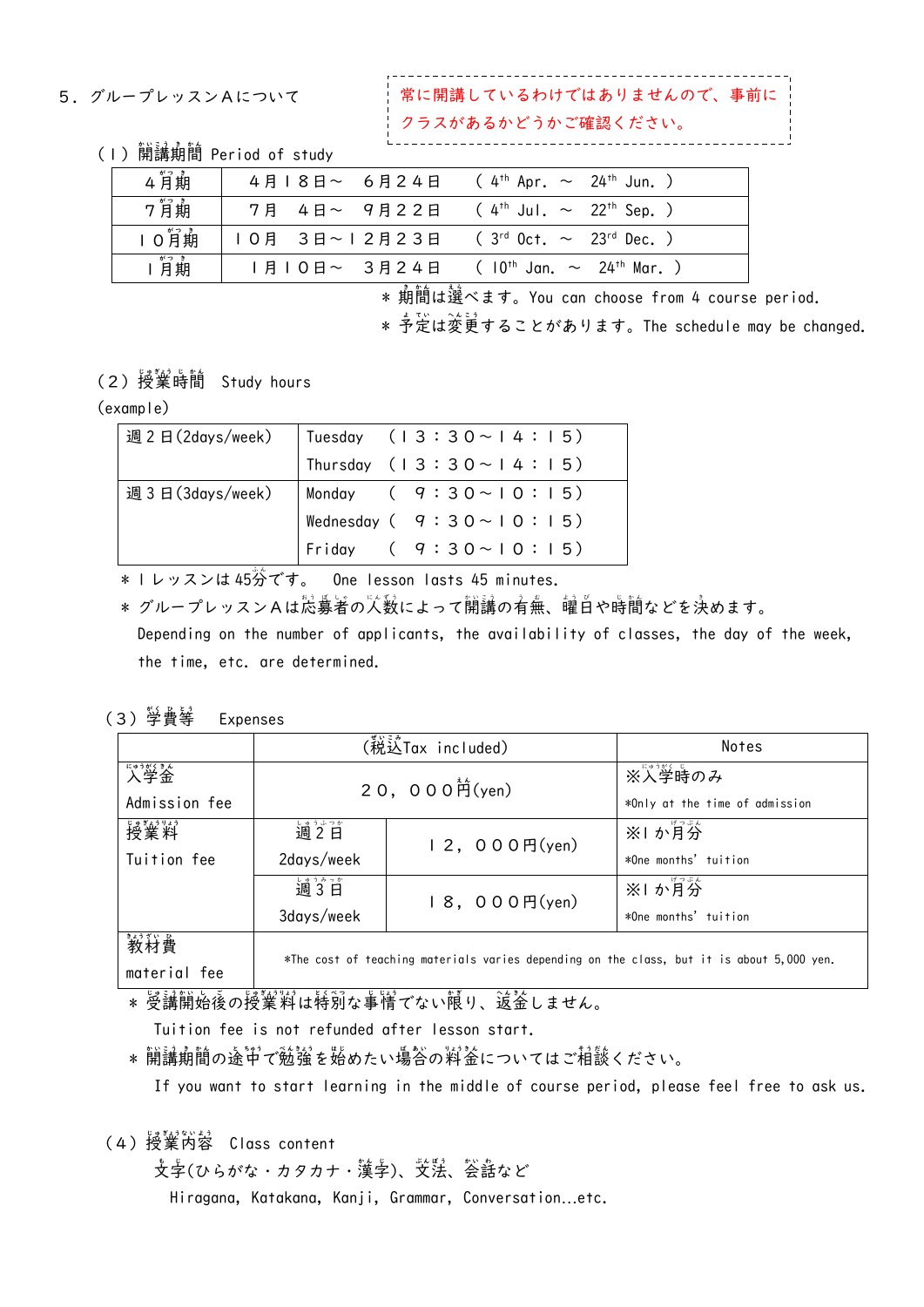## ５．グループレッスンＡについて

常に開講しているわけではありませんので、事前にクラスがあるかどうかご確認ください。

### （１）開講期間 Period of study

| ４月期 | ４月１８日～　６月２４日 | ( 4th Apr. ～ 24th Jun. ) |
|---|---|---|
| ７月期 | ７月　４日～　９月２２日 | ( 4th Jul. ～ 22th Sep. ) |
| １０月期 | １０月　３日～１２月２３日 | ( 3rd Oct. ～ 23rd Dec. ) |
| １月期 | １月１０日～　３月２４日 | ( 10th Jan. ～ 24th Mar. ) |

＊期間は選べます。You can choose from 4 course period.

＊予定は変更することがあります。The schedule may be changed.

### （２）授業時間　Study hours

(example)

| 週２日(2days/week) | Tuesday　（１３：３０～１４：１５）<br>Thursday　（１３：３０～１４：１５） |
|---|---|
| 週３日(3days/week) | Monday　（　９：３０～１０：１５）<br>Wednesday（　９：３０～１０：１５）<br>Friday　（　９：３０～１０：１５） |

＊１レッスンは45分です。　One lesson lasts 45 minutes.

＊グループレッスンＡは応募者の人数によって開講の有無、曜日や時間などを決めます。
Depending on the number of applicants, the availability of classes, the day of the week, the time, etc. are determined.

### （３）学費等　Expenses

| | (税込Tax included) | | Notes |
|---|---|---|---|
| 入学金<br>Admission fee | ２０，０００円(yen) | | ※入学時のみ<br>*Only at the time of admission |
| 授業料<br>Tuition fee | 週２日<br>2days/week | １２，０００円(yen) | ※１か月分<br>*One months' tuition |
| | 週３日<br>3days/week | １８，０００円(yen) | ※１か月分<br>*One months' tuition |
| 教材費<br>material fee | *The cost of teaching materials varies depending on the class, but it is about 5,000 yen. | | |

＊受講開始後の授業料は特別な事情でない限り、返金しません。
Tuition fee is not refunded after lesson start.

＊開講期間の途中で勉強を始めたい場合の料金についてはご相談ください。
If you want to start learning in the middle of course period, please feel free to ask us.

### （４）授業内容　Class content

文字(ひらがな・カタカナ・漢字)、文法、会話など
Hiragana, Katakana, Kanji, Grammar, Conversation…etc.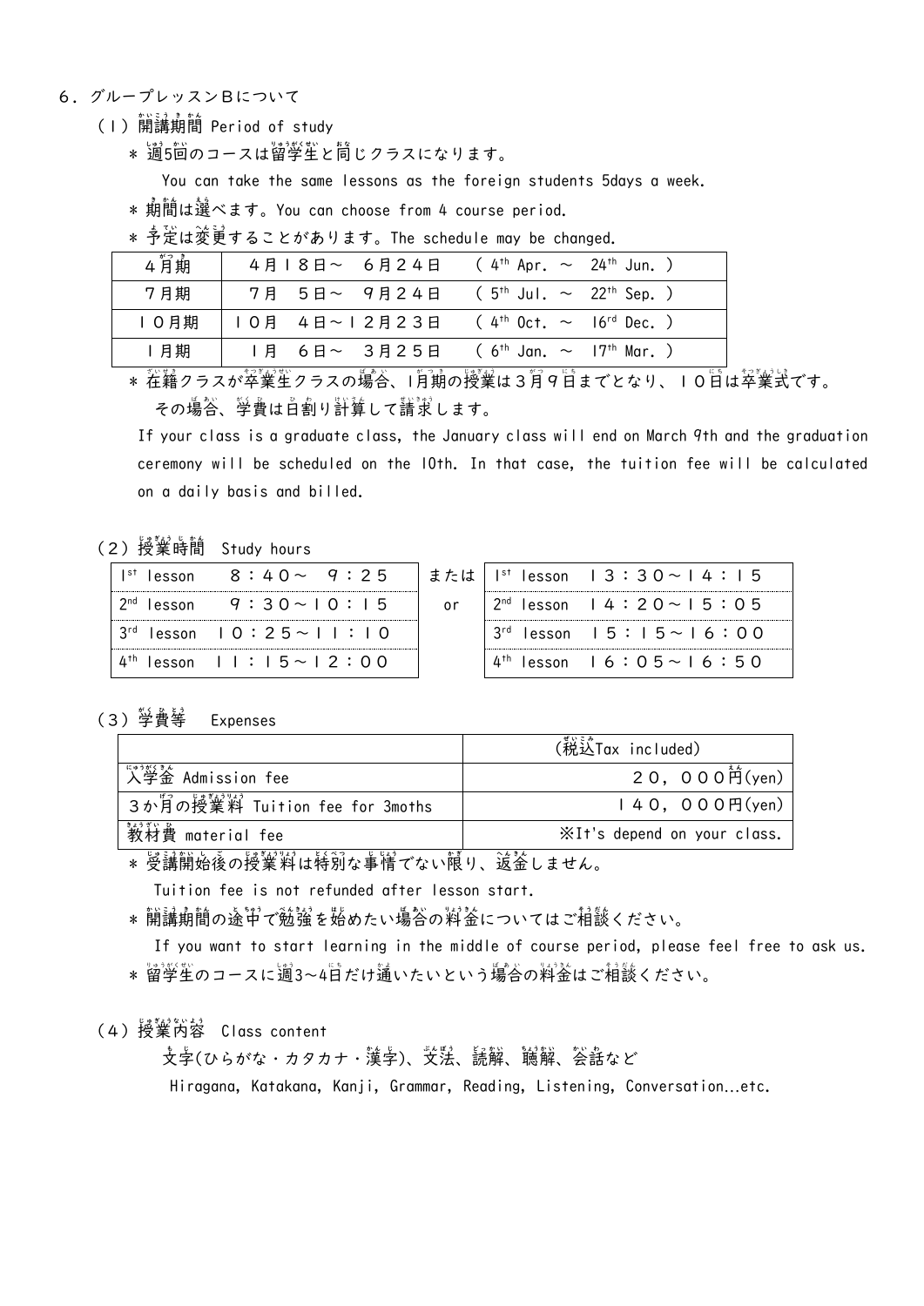６．グループレッスンＢについて

（１）開講期間 Period of study

＊ 週5回のコースは留学生と同じクラスになります。

You can take the same lessons as the foreign students 5days a week.

＊ 期間は選べます。You can choose from 4 course period.

＊ 予定は変更することがあります。The schedule may be changed.

| ４月期 | ４月１８日～　６月２４日 | ( 4th Apr. ～ 24th Jun. ) |
|---|---|---|
| ７月期 | ７月　５日～　９月２４日 | ( 5th Jul. ～ 22th Sep. ) |
| １０月期 | １０月　４日～１２月２３日 | ( 4th Oct. ～ 16rd Dec. ) |
| １月期 | １月　６日～　３月２５日 | ( 6th Jan. ～ 17th Mar. ) |

＊ 在籍クラスが卒業生クラスの場合、1月期の授業は３月９日までとなり、１０日は卒業式です。その場合、学費は日割り計算して請求します。

If your class is a graduate class, the January class will end on March 9th and the graduation ceremony will be scheduled on the 10th. In that case, the tuition fee will be calculated on a daily basis and billed.

（２）授業時間　Study hours

| | | または or | | |
|---|---|---|---|---|
| 1st lesson | ８：４０～　９：２５ | | 1st lesson | １３：３０～１４：１５ |
| 2nd lesson | ９：３０～１０：１５ | | 2nd lesson | １４：２０～１５：０５ |
| 3rd lesson | １０：２５～１１：１０ | | 3rd lesson | １５：１５～１６：００ |
| 4th lesson | １１：１５～１２：００ | | 4th lesson | １６：０５～１６：５０ |

（３）学費等　Expenses

| | (税込Tax included) |
|---|---|
| 入学金 Admission fee | ２０，０００円(yen) |
| ３か月の授業料 Tuition fee for 3moths | １４０，０００円(yen) |
| 教材費 material fee | ※It's depend on your class. |

＊ 受講開始後の授業料は特別な事情でない限り、返金しません。

Tuition fee is not refunded after lesson start.

＊ 開講期間の途中で勉強を始めたい場合の料金についてはご相談ください。

If you want to start learning in the middle of course period, please feel free to ask us.

＊ 留学生のコースに週3~4日だけ通いたいという場合の料金はご相談ください。

（４）授業内容　Class content

文字(ひらがな・カタカナ・漢字)、文法、読解、聴解、会話など

Hiragana, Katakana, Kanji, Grammar, Reading, Listening, Conversation…etc.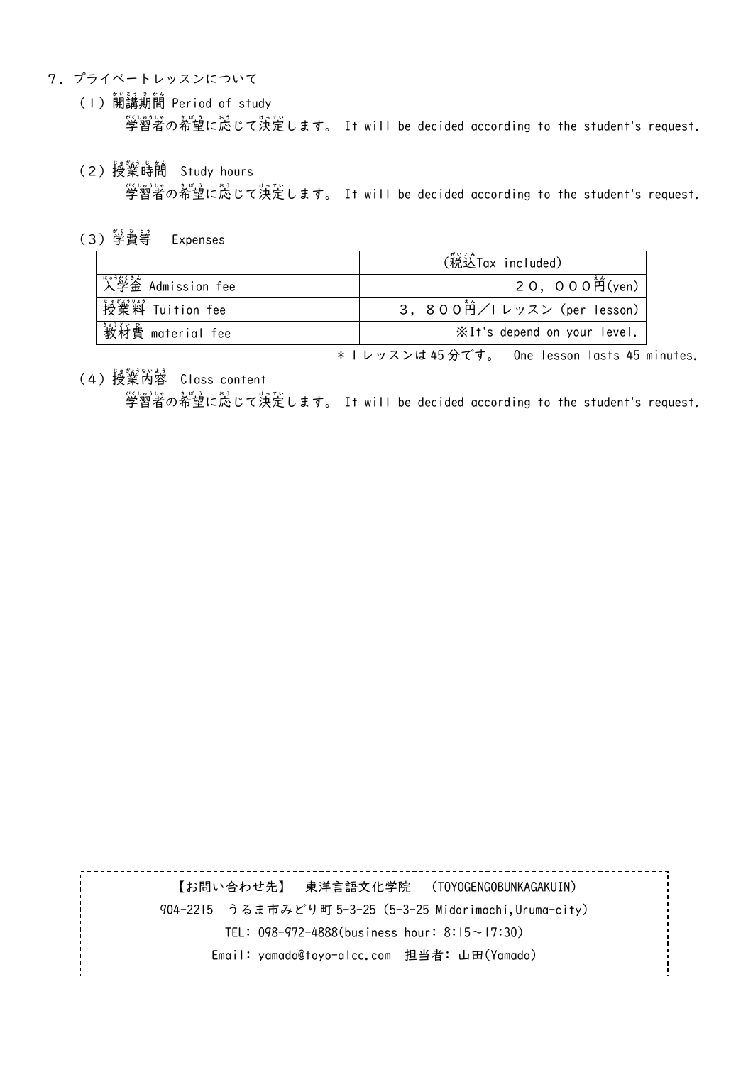## ７．プライベートレッスンについて

### （１）開講期間 Period of study

学習者の希望に応じて決定します。 It will be decided according to the student's request.

### （２）授業時間 Study hours

学習者の希望に応じて決定します。 It will be decided according to the student's request.

### （３）学費等 Expenses

| | （税込Tax included） |
|---|---|
| 入学金 Admission fee | ２０，０００円(yen) |
| 授業料 Tuition fee | ３，８００円／１レッスン (per lesson) |
| 教材費 material fee | ※It's depend on your level. |

＊１レッスンは45分です。 One lesson lasts 45 minutes.

### （４）授業内容 Class content

学習者の希望に応じて決定します。 It will be decided according to the student's request.

---

【お問い合わせ先】 東洋言語文化学院 （TOYOGENGOBUNKAGAKUIN）

904-2215 うるま市みどり町5-3-25 (5-3-25 Midorimachi,Uruma-city)

TEL: 098-972-4888(business hour: 8:15～17:30)

Email: yamada@toyo-alcc.com 担当者: 山田(Yamada)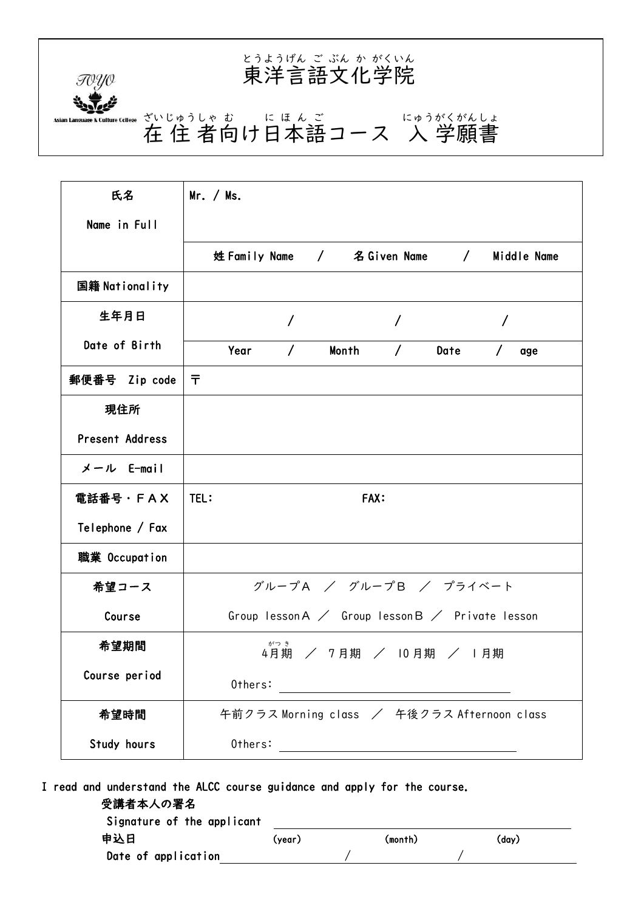# 東洋言語文化学院

TOYO Asian Language & Culture College

## 在住者向け日本語コース　入学願書

| | |
|---|---|
| 氏名 Name in Full | Mr. / Ms. |
| | 姓 Family Name　/　名 Given Name　/　Middle Name |
| 国籍 Nationality | |
| 生年月日 Date of Birth | /　/　/ |
| | Year　/　Month　/　Date　/　age |
| 郵便番号　Zip code | 〒 |
| 現住所 Present Address | |
| メール　E-mail | |
| 電話番号・ＦＡＸ Telephone / Fax | TEL:　FAX: |
| 職業 Occupation | |
| 希望コース Course | グループＡ　／　グループＢ　／　プライベート<br>Group lessonＡ ／　Group lessonＢ ／　Private lesson |
| 希望期間 Course period | 4月期　／　7月期　／　10月期　／　1月期<br>Others: |
| 希望時間 Study hours | 午前クラス Morning class　／　午後クラス Afternoon class<br>Others: |

I read and understand the ALCC course guidance and apply for the course.

受講者本人の署名
Signature of the applicant ________________________

申込日 (year) (month) (day)
Date of application ________ / ________ / ________